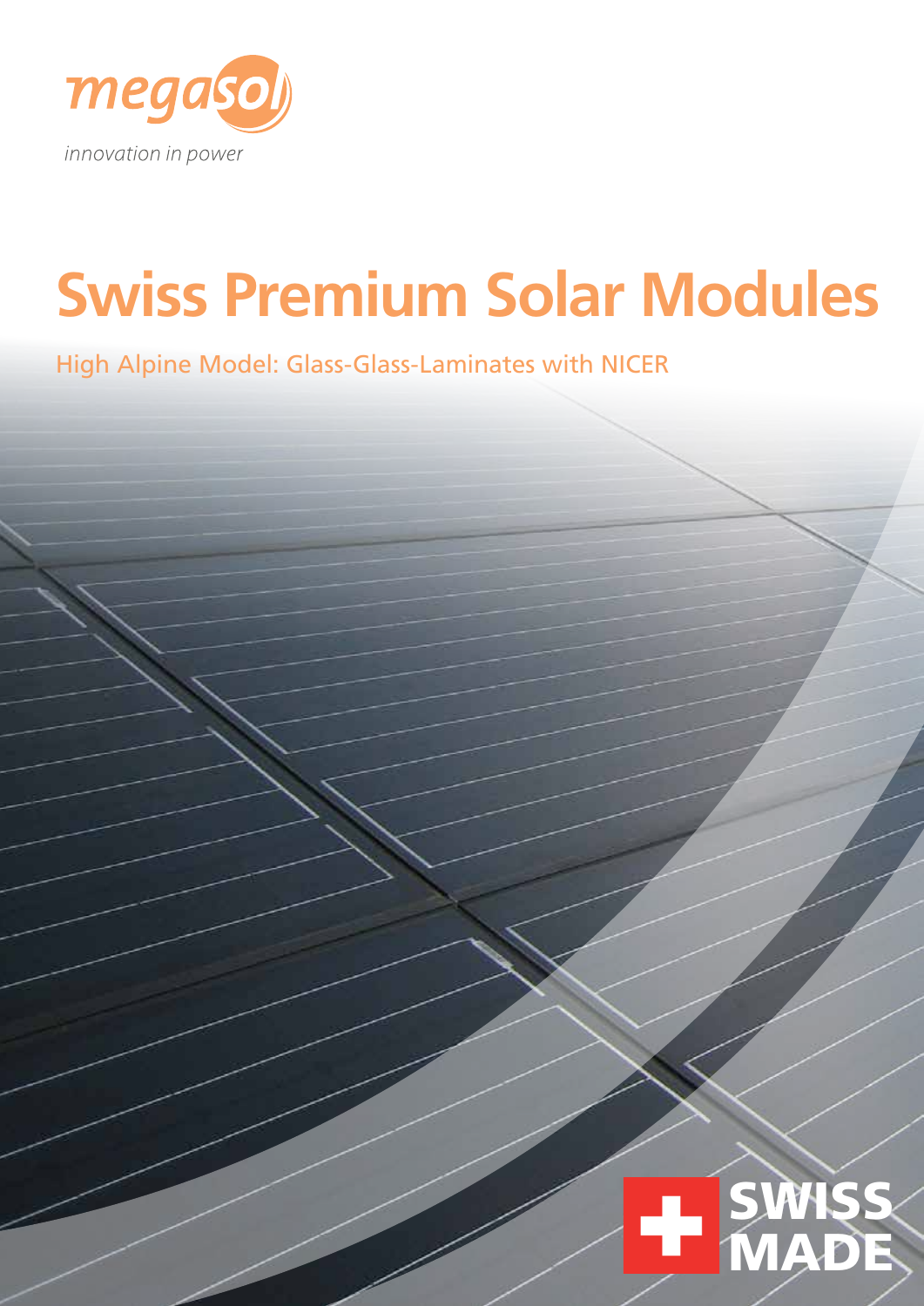megasol

*innovation in power*

# Swiss Premium Solar Modules

High Alpine Model: Glass-Glass-Laminates with NICER

SWISS MADE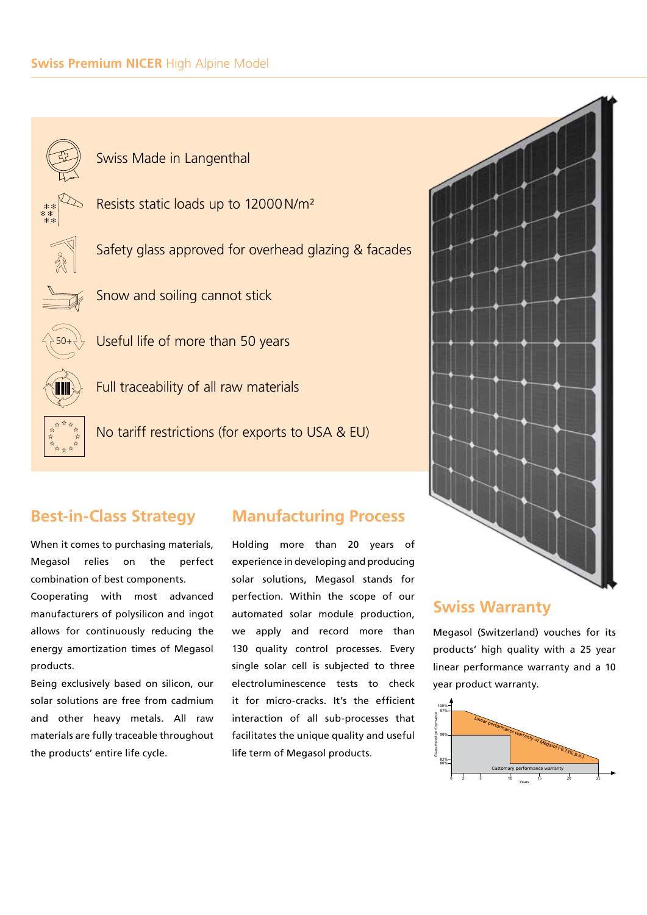Swiss Premium NICER High Alpine Model

- Swiss Made in Langenthal
- Resists static loads up to 12000 N/m²
- Safety glass approved for overhead glazing & facades
- Snow and soiling cannot stick
- Useful life of more than 50 years
- Full traceability of all raw materials
- No tariff restrictions (for exports to USA & EU)

## Best-in-Class Strategy

When it comes to purchasing materials, Megasol relies on the perfect combination of best components. Cooperating with most advanced manufacturers of polysilicon and ingot allows for continuously reducing the energy amortization times of Megasol products.

Being exclusively based on silicon, our solar solutions are free from cadmium and other heavy metals. All raw materials are fully traceable throughout the products' entire life cycle.

## Manufacturing Process

Holding more than 20 years of experience in developing and producing solar solutions, Megasol stands for perfection. Within the scope of our automated solar module production, we apply and record more than 130 quality control processes. Every single solar cell is subjected to three electroluminescence tests to check it for micro-cracks. It's the efficient interaction of all sub-processes that facilitates the unique quality and useful life term of Megasol products.

## Swiss Warranty

Megasol (Switzerland) vouches for its products' high quality with a 25 year linear performance warranty and a 10 year product warranty.

Guaranteed performance
100%
97%
90%
82%
80%
Linear performance warranty of Megasol (-0.73% p.a.)
Customary performance warranty
0 2 5 10 15 20 25
Years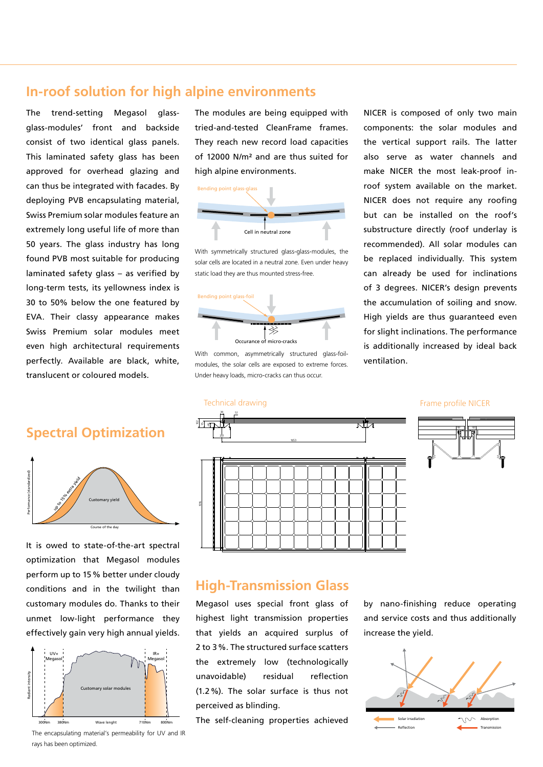## In-roof solution for high alpine environments

The trend-setting Megasol glass-glass-modules' front and backside consist of two identical glass panels. This laminated safety glass has been approved for overhead glazing and can thus be integrated with facades. By deploying PVB encapsulating material, Swiss Premium solar modules feature an extremely long useful life of more than 50 years. The glass industry has long found PVB most suitable for producing laminated safety glass – as verified by long-term tests, its yellowness index is 30 to 50% below the one featured by EVA. Their classy appearance makes Swiss Premium solar modules meet even high architectural requirements perfectly. Available are black, white, translucent or coloured models.

The modules are being equipped with tried-and-tested CleanFrame frames. They reach new record load capacities of 12000 N/m² and are thus suited for high alpine environments.

Bending point glass-glass

Cell in neutral zone

With symmetrically structured glass-glass-modules, the solar cells are located in a neutral zone. Even under heavy static load they are thus mounted stress-free.

Bending point glass-foil

Occurance of micro-cracks

With common, asymmetrically structured glass-foil-modules, the solar cells are exposed to extreme forces. Under heavy loads, micro-cracks can thus occur.

NICER is composed of only two main components: the solar modules and the vertical support rails. The latter also serve as water channels and make NICER the most leak-proof in-roof system available on the market. NICER does not require any roofing but can be installed on the roof's substructure directly (roof underlay is recommended). All solar modules can be replaced individually. This system can already be used for inclinations of 3 degrees. NICER's design prevents the accumulation of soiling and snow. High yields are thus guaranteed even for slight inclinations. The performance is additionally increased by ideal back ventilation.

Technical drawing

Frame profile NICER

## Spectral Optimization

Performance (standardized)

up to 15% extra yield

Customary yield

Course of the day

It is owed to state-of-the-art spectral optimization that Megasol modules perform up to 15 % better under cloudy conditions and in the twilight than customary modules do. Thanks to their unmet low-light performance they effectively gain very high annual yields.

Radiant intensity

UV+ Megasol

IR+ Megasol

Customary solar modules

300Nm 380Nm Wave lenght 710Nm 800Nm

The encapsulating material's permeability for UV and IR rays has been optimized.

## High-Transmission Glass

Megasol uses special front glass of highest light transmission properties that yields an acquired surplus of 2 to 3 %. The structured surface scatters the extremely low (technologically unavoidable) residual reflection (1.2 %). The solar surface is thus not perceived as blinding.

The self-cleaning properties achieved by nano-finishing reduce operating and service costs and thus additionally increase the yield.

Solar irradiation

Reflection

Absorption

Transmission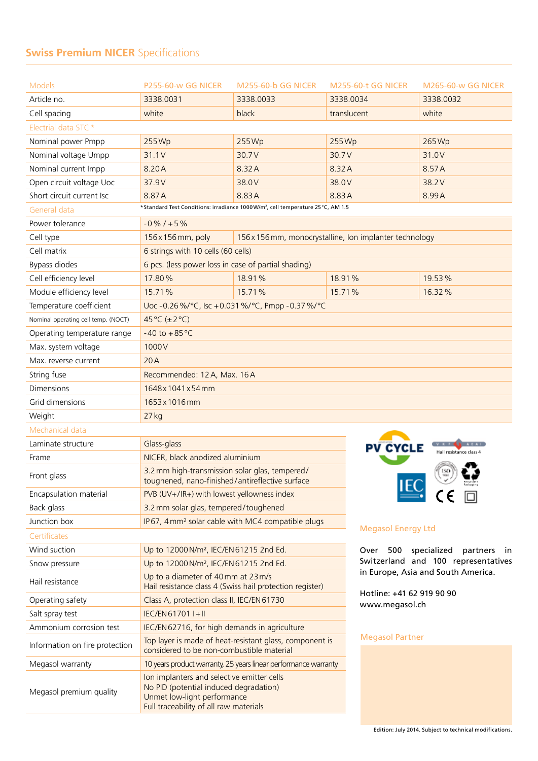## **Swiss Premium NICER** Specifications

| Models | P255-60-w GG NICER | M255-60-b GG NICER | M255-60-t GG NICER | M265-60-w GG NICER |
|---|---|---|---|---|
| Article no. | 3338.0031 | 3338.0033 | 3338.0034 | 3338.0032 |
| Cell spacing | white | black | translucent | white |
| **Electrial data STC *** | | | | |
| Nominal power Pmpp | 255 Wp | 255 Wp | 255 Wp | 265 Wp |
| Nominal voltage Umpp | 31.1 V | 30.7 V | 30.7 V | 31.0 V |
| Nominal current Impp | 8.20 A | 8.32 A | 8.32 A | 8.57 A |
| Open circuit voltage Uoc | 37.9 V | 38.0 V | 38.0 V | 38.2 V |
| Short circuit current Isc | 8.87 A | 8.83 A | 8.83 A | 8.99 A |

* Standard Test Conditions: irradiance 1000 W/m², cell temperature 25 °C, AM 1.5

| General data | | | | |
|---|---|---|---|---|
| Power tolerance | -0 % / +5 % | | | |
| Cell type | 156 x 156 mm, poly | 156 x 156 mm, monocrystalline, Ion implanter technology | | |
| Cell matrix | 6 strings with 10 cells (60 cells) | | | |
| Bypass diodes | 6 pcs. (less power loss in case of partial shading) | | | |
| Cell efficiency level | 17.80 % | 18.91 % | 18.91 % | 19.53 % |
| Module efficiency level | 15.71 % | 15.71 % | 15.71 % | 16.32 % |
| Temperature coefficient | Uoc -0.26 %/°C, Isc +0.031 %/°C, Pmpp -0.37 %/°C | | | |
| Nominal operating cell temp. (NOCT) | 45 °C (±2 °C) | | | |
| Operating temperature range | -40 to +85 °C | | | |
| Max. system voltage | 1000 V | | | |
| Max. reverse current | 20 A | | | |
| String fuse | Recommended: 12 A, Max. 16 A | | | |
| Dimensions | 1648 x 1041 x 54 mm | | | |
| Grid dimensions | 1653 x 1016 mm | | | |
| Weight | 27 kg | | | |

| Mechanical data | |
|---|---|
| Laminate structure | Glass-glass |
| Frame | NICER, black anodized aluminium |
| Front glass | 3.2 mm high-transmission solar glas, tempered/ toughened, nano-finished/antireflective surface |
| Encapsulation material | PVB (UV+/IR+) with lowest yellowness index |
| Back glass | 3.2 mm solar glas, tempered/toughened |
| Junction box | IP67, 4 mm² solar cable with MC4 compatible plugs |
| **Certificates** | |
| Wind suction | Up to 12000 N/m², IEC/EN 61215 2nd Ed. |
| Snow pressure | Up to 12000 N/m², IEC/EN 61215 2nd Ed. |
| Hail resistance | Up to a diameter of 40 mm at 23 m/s Hail resistance class 4 (Swiss hail protection register) |
| Operating safety | Class A, protection class II, IEC/EN 61730 |
| Salt spray test | IEC/EN 61701 I+II |
| Ammonium corrosion test | IEC/EN 62716, for high demands in agriculture |
| Information on fire protection | Top layer is made of heat-resistant glass, component is considered to be non-combustible material |
| Megasol warranty | 10 years product warranty, 25 years linear performance warranty |
| Megasol premium quality | Ion implanters and selective emitter cells<br>No PID (potential induced degradation)<br>Unmet low-light performance<br>Full traceability of all raw materials |

PV CYCLE

Hail resistance class 4

IEC

CE

### Megasol Energy Ltd

Over 500 specialized partners in Switzerland and 100 representatives in Europe, Asia and South America.

Hotline: +41 62 919 90 90
www.megasol.ch

### Megasol Partner

Edition: July 2014. Subject to technical modifications.